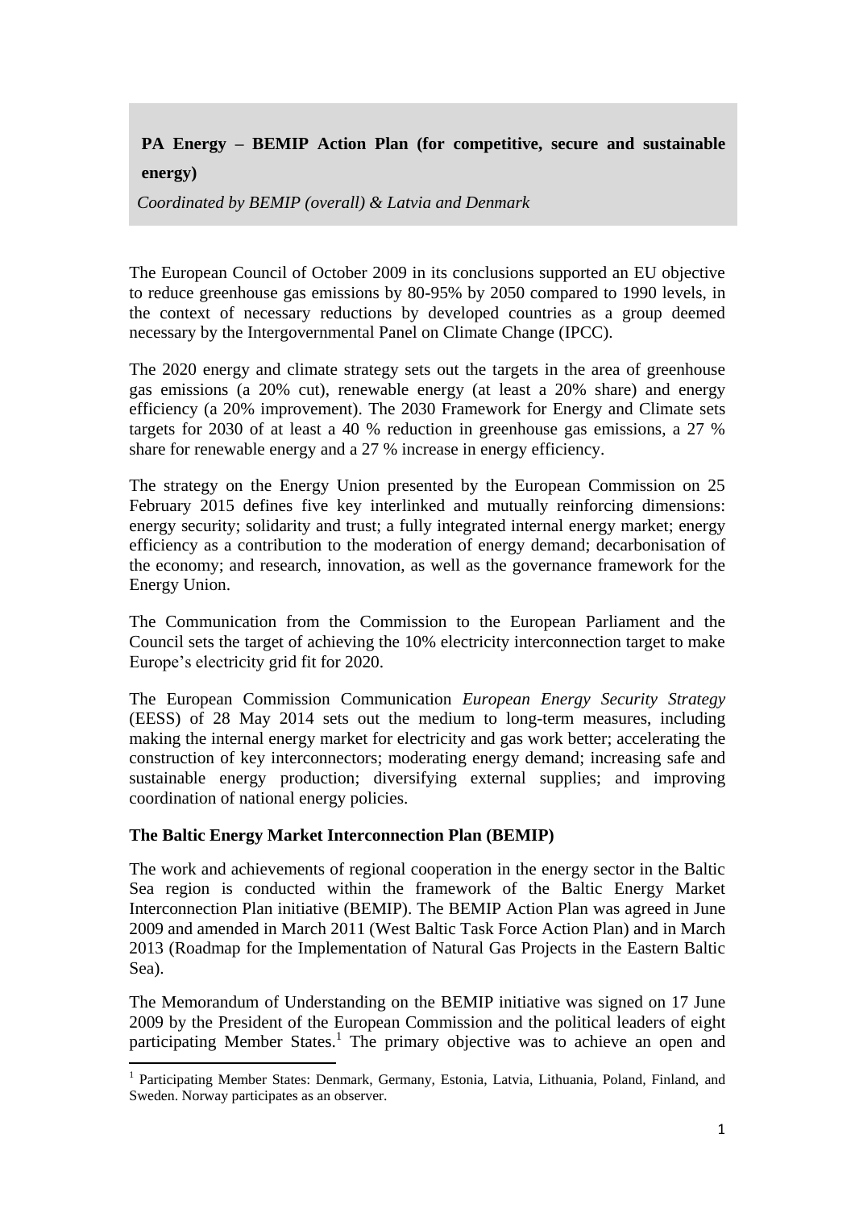**PA Energy – BEMIP Action Plan (for competitive, secure and sustainable energy)**

*Coordinated by BEMIP (overall) & Latvia and Denmark*

The European Council of October 2009 in its conclusions supported an EU objective to reduce greenhouse gas emissions by 80-95% by 2050 compared to 1990 levels, in the context of necessary reductions by developed countries as a group deemed necessary by the Intergovernmental Panel on Climate Change (IPCC).

The 2020 energy and climate strategy sets out the targets in the area of greenhouse gas emissions (a 20% cut), renewable energy (at least a 20% share) and energy efficiency (a 20% improvement). The 2030 Framework for Energy and Climate sets targets for 2030 of at least a 40 % reduction in greenhouse gas emissions, a 27 % share for renewable energy and a 27 % increase in energy efficiency.

The strategy on the Energy Union presented by the European Commission on 25 February 2015 defines five key interlinked and mutually reinforcing dimensions: energy security; solidarity and trust; a fully integrated internal energy market; energy efficiency as a contribution to the moderation of energy demand; decarbonisation of the economy; and research, innovation, as well as the governance framework for the Energy Union.

The Communication from the Commission to the European Parliament and the Council sets the target of achieving the 10% electricity interconnection target to make Europe's electricity grid fit for 2020.

The European Commission Communication *European Energy Security Strategy* (EESS) of 28 May 2014 sets out the medium to long-term measures, including making the internal energy market for electricity and gas work better; accelerating the construction of key interconnectors; moderating energy demand; increasing safe and sustainable energy production; diversifying external supplies; and improving coordination of national energy policies.

**The Baltic Energy Market Interconnection Plan (BEMIP)**

The work and achievements of regional cooperation in the energy sector in the Baltic Sea region is conducted within the framework of the Baltic Energy Market Interconnection Plan initiative (BEMIP). The BEMIP Action Plan was agreed in June 2009 and amended in March 2011 (West Baltic Task Force Action Plan) and in March 2013 (Roadmap for the Implementation of Natural Gas Projects in the Eastern Baltic Sea).

The Memorandum of Understanding on the BEMIP initiative was signed on 17 June 2009 by the President of the European Commission and the political leaders of eight participating Member States.[1] The primary objective was to achieve an open and

[1] Participating Member States: Denmark, Germany, Estonia, Latvia, Lithuania, Poland, Finland, and Sweden. Norway participates as an observer.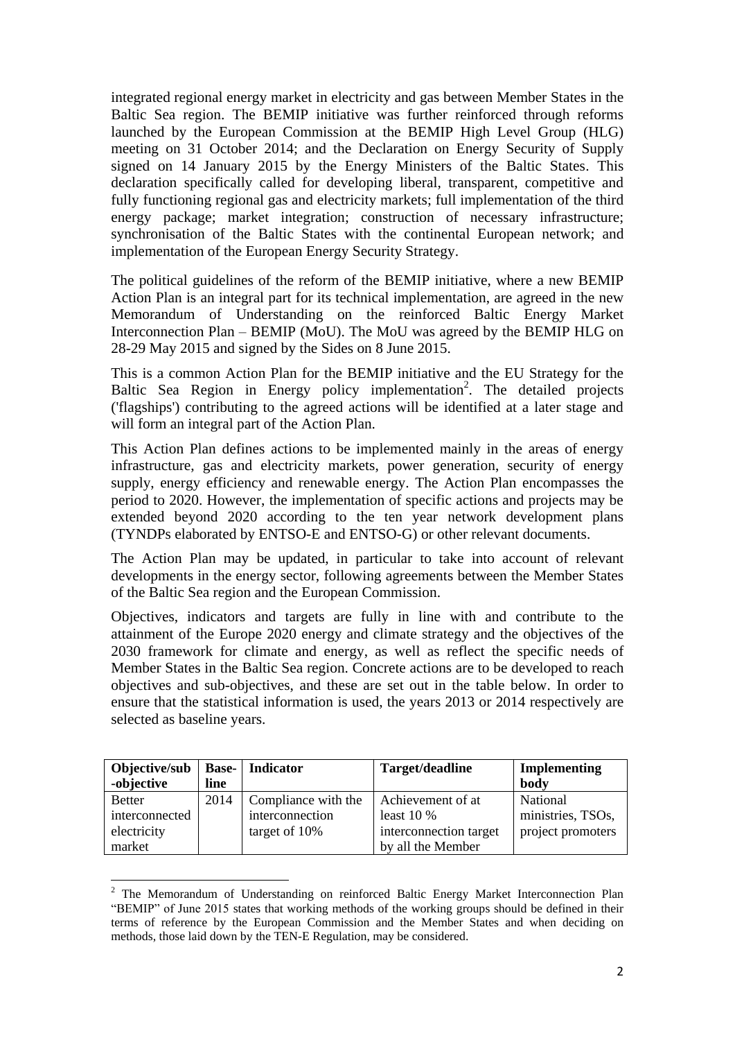integrated regional energy market in electricity and gas between Member States in the Baltic Sea region. The BEMIP initiative was further reinforced through reforms launched by the European Commission at the BEMIP High Level Group (HLG) meeting on 31 October 2014; and the Declaration on Energy Security of Supply signed on 14 January 2015 by the Energy Ministers of the Baltic States. This declaration specifically called for developing liberal, transparent, competitive and fully functioning regional gas and electricity markets; full implementation of the third energy package; market integration; construction of necessary infrastructure; synchronisation of the Baltic States with the continental European network; and implementation of the European Energy Security Strategy.

The political guidelines of the reform of the BEMIP initiative, where a new BEMIP Action Plan is an integral part for its technical implementation, are agreed in the new Memorandum of Understanding on the reinforced Baltic Energy Market Interconnection Plan – BEMIP (MoU). The MoU was agreed by the BEMIP HLG on 28-29 May 2015 and signed by the Sides on 8 June 2015.

This is a common Action Plan for the BEMIP initiative and the EU Strategy for the Baltic Sea Region in Energy policy implementation[2]. The detailed projects ('flagships') contributing to the agreed actions will be identified at a later stage and will form an integral part of the Action Plan.

This Action Plan defines actions to be implemented mainly in the areas of energy infrastructure, gas and electricity markets, power generation, security of energy supply, energy efficiency and renewable energy. The Action Plan encompasses the period to 2020. However, the implementation of specific actions and projects may be extended beyond 2020 according to the ten year network development plans (TYNDPs elaborated by ENTSO-E and ENTSO-G) or other relevant documents.

The Action Plan may be updated, in particular to take into account of relevant developments in the energy sector, following agreements between the Member States of the Baltic Sea region and the European Commission.

Objectives, indicators and targets are fully in line with and contribute to the attainment of the Europe 2020 energy and climate strategy and the objectives of the 2030 framework for climate and energy, as well as reflect the specific needs of Member States in the Baltic Sea region. Concrete actions are to be developed to reach objectives and sub-objectives, and these are set out in the table below. In order to ensure that the statistical information is used, the years 2013 or 2014 respectively are selected as baseline years.

| Objective/sub-objective | Base-line | Indicator | Target/deadline | Implementing body |
|---|---|---|---|---|
| Better interconnected electricity market | 2014 | Compliance with the interconnection target of 10% | Achievement of at least 10 % interconnection target by all the Member | National ministries, TSOs, project promoters |

[2] The Memorandum of Understanding on reinforced Baltic Energy Market Interconnection Plan "BEMIP" of June 2015 states that working methods of the working groups should be defined in their terms of reference by the European Commission and the Member States and when deciding on methods, those laid down by the TEN-E Regulation, may be considered.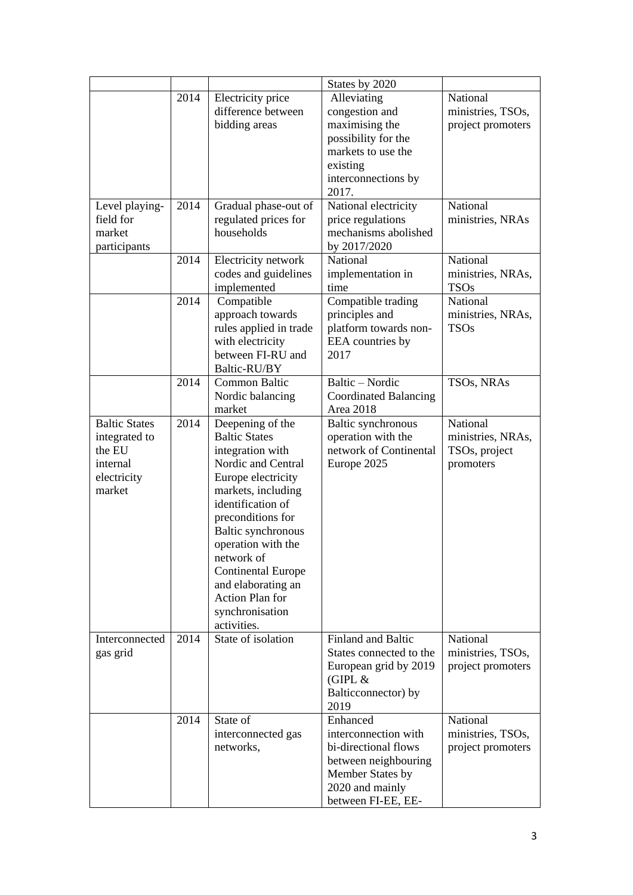| | | | | |
|---|---|---|---|---|
| | | | States by 2020 | |
| | 2014 | Electricity price difference between bidding areas | Alleviating congestion and maximising the possibility for the markets to use the existing interconnections by 2017. | National ministries, TSOs, project promoters |
| Level playing-field for market participants | 2014 | Gradual phase-out of regulated prices for households | National electricity price regulations mechanisms abolished by 2017/2020 | National ministries, NRAs |
| | 2014 | Electricity network codes and guidelines implemented | National implementation in time | National ministries, NRAs, TSOs |
| | 2014 | Compatible approach towards rules applied in trade with electricity between FI-RU and Baltic-RU/BY | Compatible trading principles and platform towards non-EEA countries by 2017 | National ministries, NRAs, TSOs |
| | 2014 | Common Baltic Nordic balancing market | Baltic – Nordic Coordinated Balancing Area 2018 | TSOs, NRAs |
| Baltic States integrated to the EU internal electricity market | 2014 | Deepening of the Baltic States integration with Nordic and Central Europe electricity markets, including identification of preconditions for Baltic synchronous operation with the network of Continental Europe and elaborating an Action Plan for synchronisation activities. | Baltic synchronous operation with the network of Continental Europe 2025 | National ministries, NRAs, TSOs, project promoters |
| Interconnected gas grid | 2014 | State of isolation | Finland and Baltic States connected to the European grid by 2019 (GIPL & Balticconnector) by 2019 | National ministries, TSOs, project promoters |
| | 2014 | State of interconnected gas networks, | Enhanced interconnection with bi-directional flows between neighbouring Member States by 2020 and mainly between FI-EE, EE- | National ministries, TSOs, project promoters |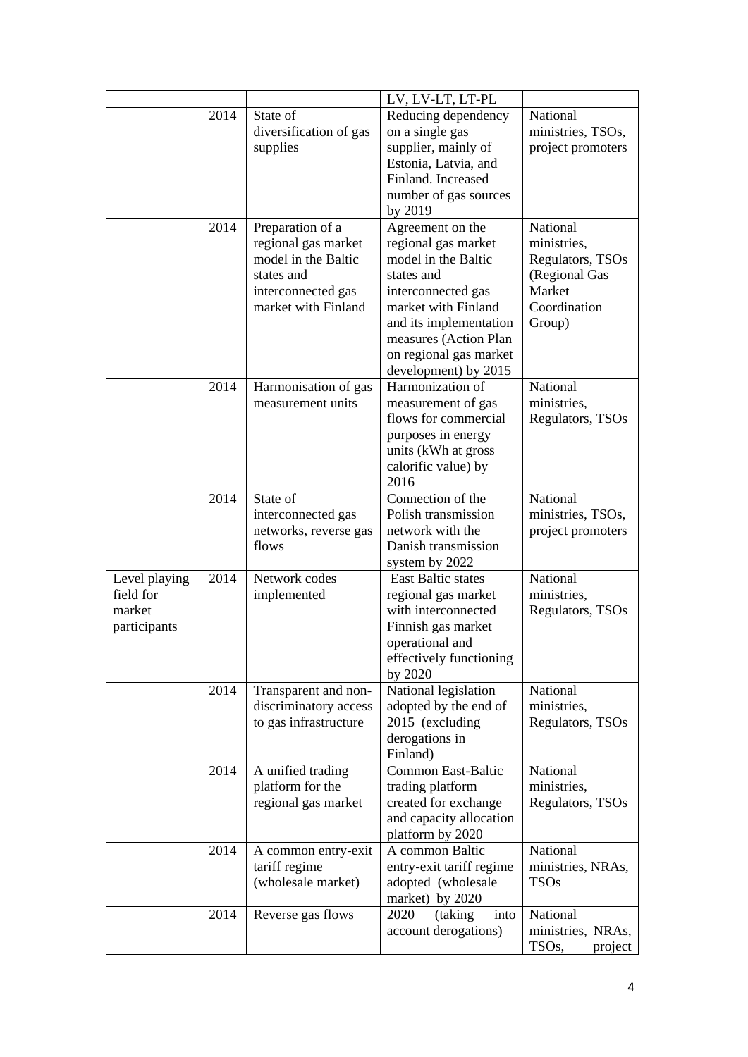| | | | | |
|---|---|---|---|---|
| | | | LV, LV-LT, LT-PL | |
| | 2014 | State of diversification of gas supplies | Reducing dependency on a single gas supplier, mainly of Estonia, Latvia, and Finland. Increased number of gas sources by 2019 | National ministries, TSOs, project promoters |
| | 2014 | Preparation of a regional gas market model in the Baltic states and interconnected gas market with Finland | Agreement on the regional gas market model in the Baltic states and interconnected gas market with Finland and its implementation measures (Action Plan on regional gas market development) by 2015 | National ministries, Regulators, TSOs (Regional Gas Market Coordination Group) |
| | 2014 | Harmonisation of gas measurement units | Harmonization of measurement of gas flows for commercial purposes in energy units (kWh at gross calorific value) by 2016 | National ministries, Regulators, TSOs |
| | 2014 | State of interconnected gas networks, reverse gas flows | Connection of the Polish transmission network with the Danish transmission system by 2022 | National ministries, TSOs, project promoters |
| Level playing field for market participants | 2014 | Network codes implemented | East Baltic states regional gas market with interconnected Finnish gas market operational and effectively functioning by 2020 | National ministries, Regulators, TSOs |
| | 2014 | Transparent and non-discriminatory access to gas infrastructure | National legislation adopted by the end of 2015 (excluding derogations in Finland) | National ministries, Regulators, TSOs |
| | 2014 | A unified trading platform for the regional gas market | Common East-Baltic trading platform created for exchange and capacity allocation platform by 2020 | National ministries, Regulators, TSOs |
| | 2014 | A common entry-exit tariff regime (wholesale market) | A common Baltic entry-exit tariff regime adopted (wholesale market) by 2020 | National ministries, NRAs, TSOs |
| | 2014 | Reverse gas flows | 2020 (taking into account derogations) | National ministries, NRAs, TSOs, project |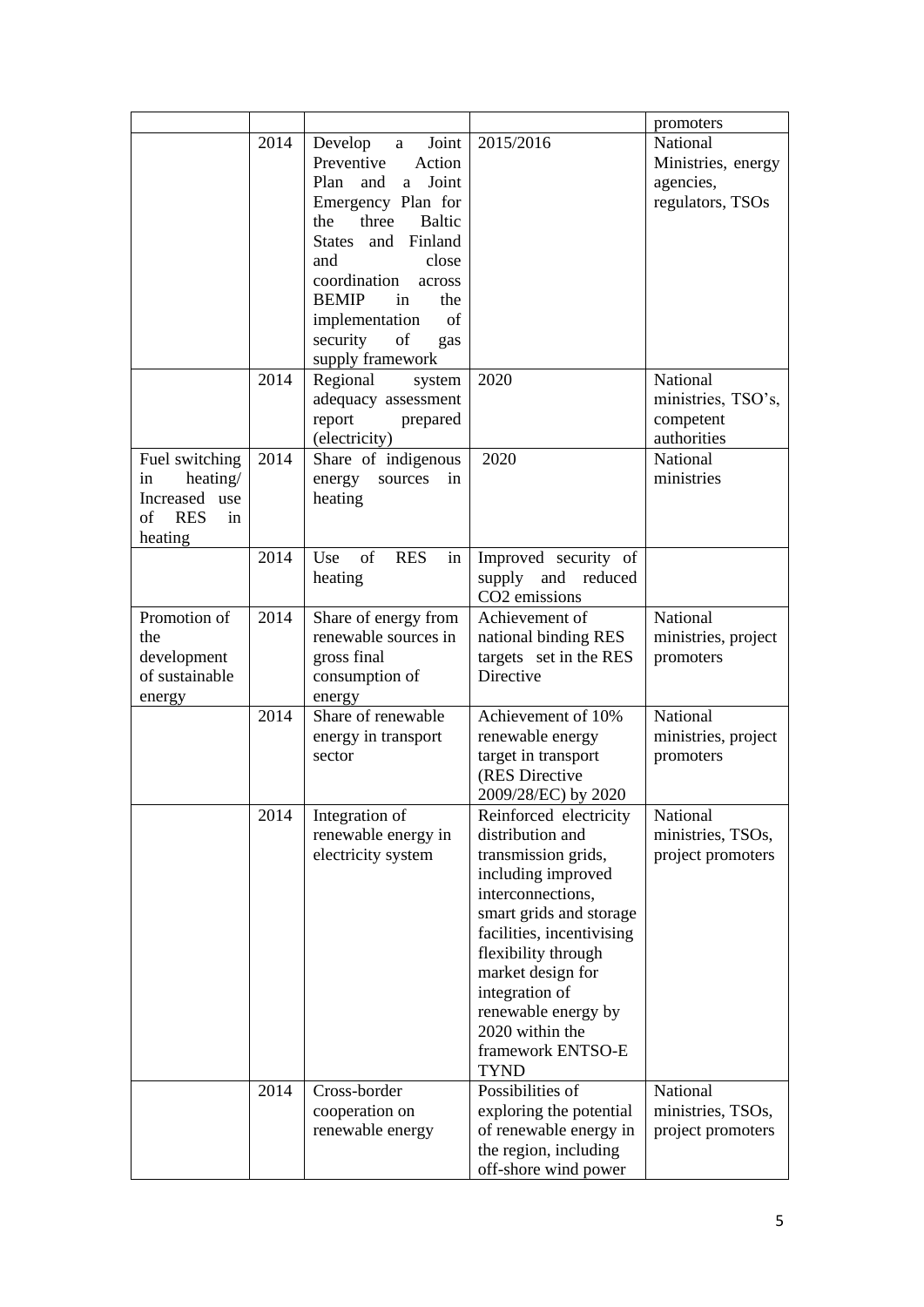| | | | | promoters |
|---|---|---|---|---|
| | 2014 | Develop a Joint Preventive Action Plan and a Joint Emergency Plan for the three Baltic States and Finland and close coordination across BEMIP in the implementation of security of gas supply framework | 2015/2016 | National Ministries, energy agencies, regulators, TSOs |
| | 2014 | Regional system adequacy assessment report prepared (electricity) | 2020 | National ministries, TSO's, competent authorities |
| Fuel switching in heating/ Increased use of RES in heating | 2014 | Share of indigenous energy sources in heating | 2020 | National ministries |
| | 2014 | Use of RES in heating | Improved security of supply and reduced $CO_2$ emissions | |
| Promotion of the development of sustainable energy | 2014 | Share of energy from renewable sources in gross final consumption of energy | Achievement of national binding RES targets set in the RES Directive | National ministries, project promoters |
| | 2014 | Share of renewable energy in transport sector | Achievement of 10% renewable energy target in transport (RES Directive 2009/28/EC) by 2020 | National ministries, project promoters |
| | 2014 | Integration of renewable energy in electricity system | Reinforced electricity distribution and transmission grids, including improved interconnections, smart grids and storage facilities, incentivising flexibility through market design for integration of renewable energy by 2020 within the framework ENTSO-E TYND | National ministries, TSOs, project promoters |
| | 2014 | Cross-border cooperation on renewable energy | Possibilities of exploring the potential of renewable energy in the region, including off-shore wind power | National ministries, TSOs, project promoters |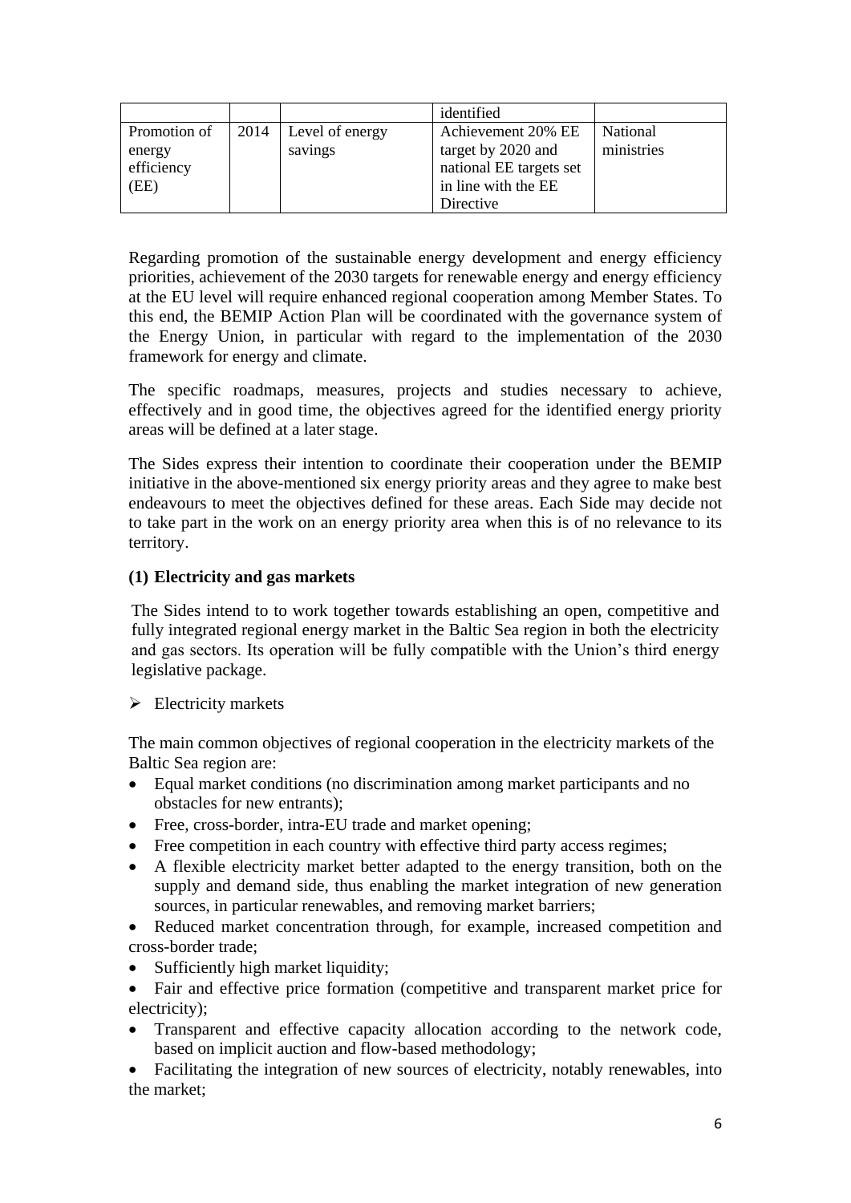| | | | identified | |
|---|---|---|---|---|
| Promotion of energy efficiency (EE) | 2014 | Level of energy savings | Achievement 20% EE target by 2020 and national EE targets set in line with the EE Directive | National ministries |

Regarding promotion of the sustainable energy development and energy efficiency priorities, achievement of the 2030 targets for renewable energy and energy efficiency at the EU level will require enhanced regional cooperation among Member States. To this end, the BEMIP Action Plan will be coordinated with the governance system of the Energy Union, in particular with regard to the implementation of the 2030 framework for energy and climate.

The specific roadmaps, measures, projects and studies necessary to achieve, effectively and in good time, the objectives agreed for the identified energy priority areas will be defined at a later stage.

The Sides express their intention to coordinate their cooperation under the BEMIP initiative in the above-mentioned six energy priority areas and they agree to make best endeavours to meet the objectives defined for these areas. Each Side may decide not to take part in the work on an energy priority area when this is of no relevance to its territory.

**(1) Electricity and gas markets**

The Sides intend to to work together towards establishing an open, competitive and fully integrated regional energy market in the Baltic Sea region in both the electricity and gas sectors. Its operation will be fully compatible with the Union's third energy legislative package.

- Electricity markets

The main common objectives of regional cooperation in the electricity markets of the Baltic Sea region are:

- Equal market conditions (no discrimination among market participants and no obstacles for new entrants);
- Free, cross-border, intra-EU trade and market opening;
- Free competition in each country with effective third party access regimes;
- A flexible electricity market better adapted to the energy transition, both on the supply and demand side, thus enabling the market integration of new generation sources, in particular renewables, and removing market barriers;
- Reduced market concentration through, for example, increased competition and cross-border trade;
- Sufficiently high market liquidity;
- Fair and effective price formation (competitive and transparent market price for electricity);
- Transparent and effective capacity allocation according to the network code, based on implicit auction and flow-based methodology;
- Facilitating the integration of new sources of electricity, notably renewables, into the market;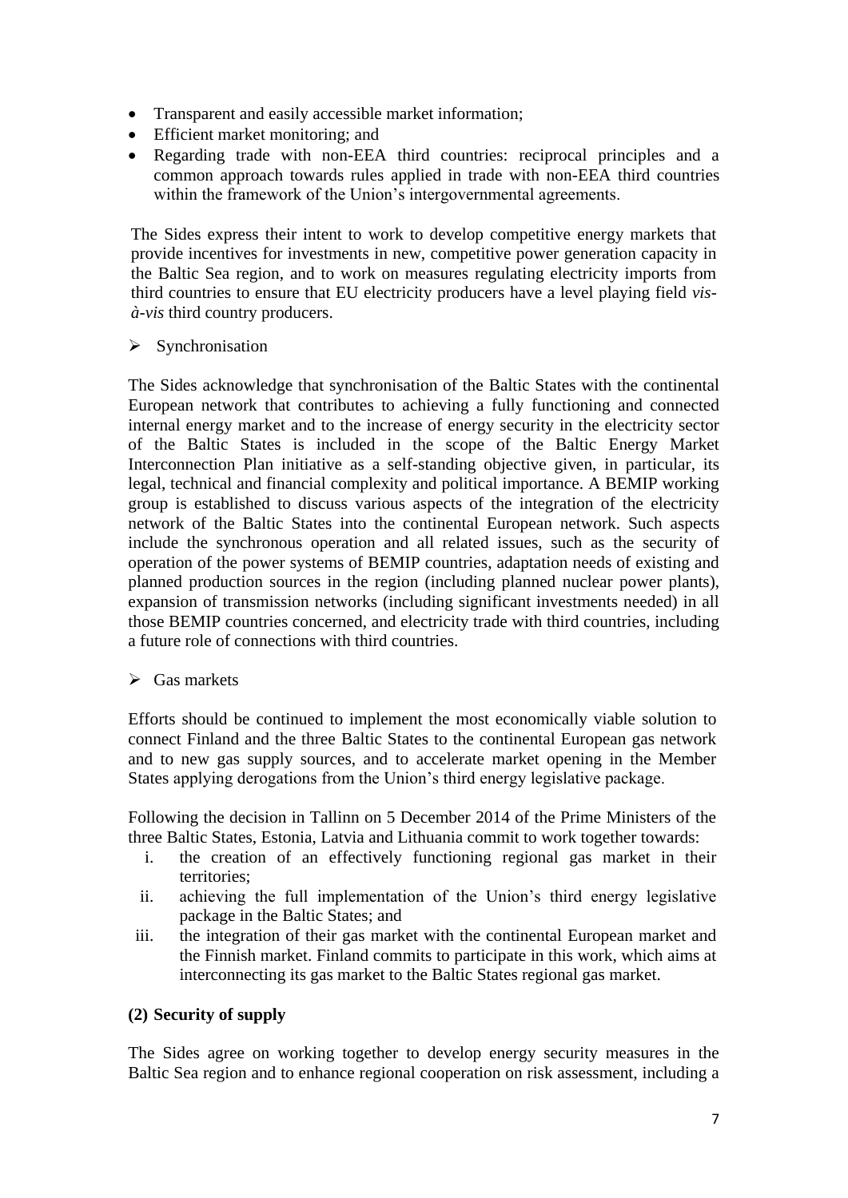- Transparent and easily accessible market information;
- Efficient market monitoring; and
- Regarding trade with non-EEA third countries: reciprocal principles and a common approach towards rules applied in trade with non-EEA third countries within the framework of the Union's intergovernmental agreements.

The Sides express their intent to work to develop competitive energy markets that provide incentives for investments in new, competitive power generation capacity in the Baltic Sea region, and to work on measures regulating electricity imports from third countries to ensure that EU electricity producers have a level playing field *vis-à-vis* third country producers.

- Synchronisation

The Sides acknowledge that synchronisation of the Baltic States with the continental European network that contributes to achieving a fully functioning and connected internal energy market and to the increase of energy security in the electricity sector of the Baltic States is included in the scope of the Baltic Energy Market Interconnection Plan initiative as a self-standing objective given, in particular, its legal, technical and financial complexity and political importance. A BEMIP working group is established to discuss various aspects of the integration of the electricity network of the Baltic States into the continental European network. Such aspects include the synchronous operation and all related issues, such as the security of operation of the power systems of BEMIP countries, adaptation needs of existing and planned production sources in the region (including planned nuclear power plants), expansion of transmission networks (including significant investments needed) in all those BEMIP countries concerned, and electricity trade with third countries, including a future role of connections with third countries.

- Gas markets

Efforts should be continued to implement the most economically viable solution to connect Finland and the three Baltic States to the continental European gas network and to new gas supply sources, and to accelerate market opening in the Member States applying derogations from the Union's third energy legislative package.

Following the decision in Tallinn on 5 December 2014 of the Prime Ministers of the three Baltic States, Estonia, Latvia and Lithuania commit to work together towards:

i. the creation of an effectively functioning regional gas market in their territories;
ii. achieving the full implementation of the Union's third energy legislative package in the Baltic States; and
iii. the integration of their gas market with the continental European market and the Finnish market. Finland commits to participate in this work, which aims at interconnecting its gas market to the Baltic States regional gas market.

**(2) Security of supply**

The Sides agree on working together to develop energy security measures in the Baltic Sea region and to enhance regional cooperation on risk assessment, including a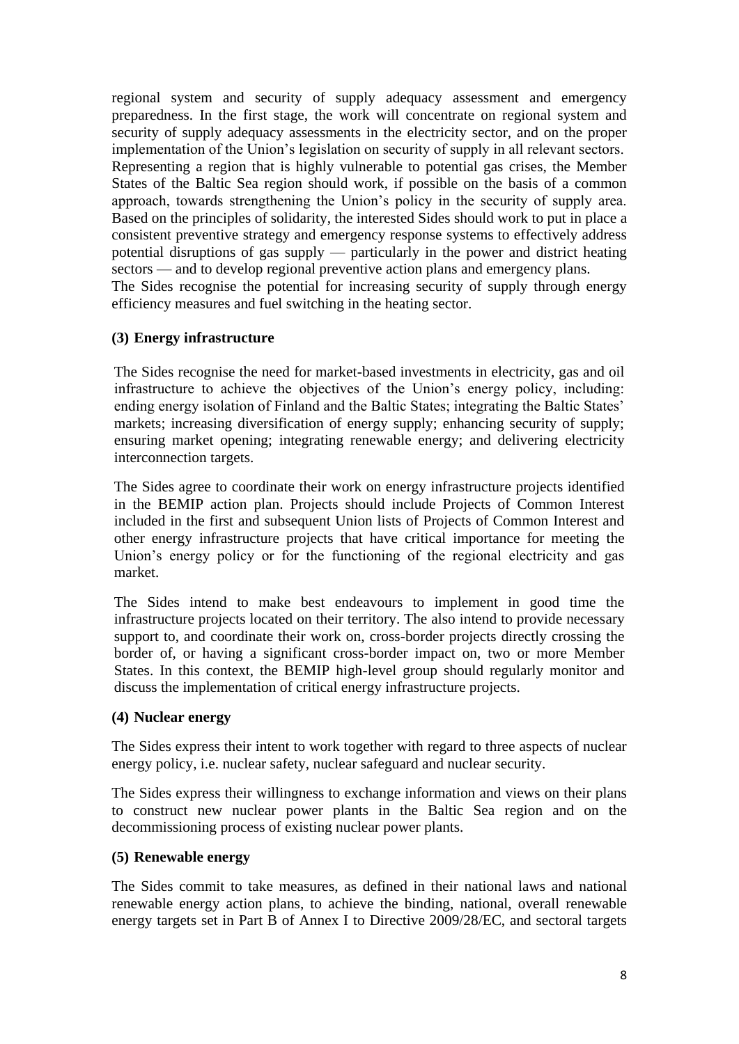regional system and security of supply adequacy assessment and emergency preparedness. In the first stage, the work will concentrate on regional system and security of supply adequacy assessments in the electricity sector, and on the proper implementation of the Union's legislation on security of supply in all relevant sectors. Representing a region that is highly vulnerable to potential gas crises, the Member States of the Baltic Sea region should work, if possible on the basis of a common approach, towards strengthening the Union's policy in the security of supply area. Based on the principles of solidarity, the interested Sides should work to put in place a consistent preventive strategy and emergency response systems to effectively address potential disruptions of gas supply — particularly in the power and district heating sectors — and to develop regional preventive action plans and emergency plans.
The Sides recognise the potential for increasing security of supply through energy efficiency measures and fuel switching in the heating sector.

**(3) Energy infrastructure**

The Sides recognise the need for market-based investments in electricity, gas and oil infrastructure to achieve the objectives of the Union's energy policy, including: ending energy isolation of Finland and the Baltic States; integrating the Baltic States' markets; increasing diversification of energy supply; enhancing security of supply; ensuring market opening; integrating renewable energy; and delivering electricity interconnection targets.

The Sides agree to coordinate their work on energy infrastructure projects identified in the BEMIP action plan. Projects should include Projects of Common Interest included in the first and subsequent Union lists of Projects of Common Interest and other energy infrastructure projects that have critical importance for meeting the Union's energy policy or for the functioning of the regional electricity and gas market.

The Sides intend to make best endeavours to implement in good time the infrastructure projects located on their territory. The also intend to provide necessary support to, and coordinate their work on, cross-border projects directly crossing the border of, or having a significant cross-border impact on, two or more Member States. In this context, the BEMIP high-level group should regularly monitor and discuss the implementation of critical energy infrastructure projects.

**(4) Nuclear energy**

The Sides express their intent to work together with regard to three aspects of nuclear energy policy, i.e. nuclear safety, nuclear safeguard and nuclear security.

The Sides express their willingness to exchange information and views on their plans to construct new nuclear power plants in the Baltic Sea region and on the decommissioning process of existing nuclear power plants.

**(5) Renewable energy**

The Sides commit to take measures, as defined in their national laws and national renewable energy action plans, to achieve the binding, national, overall renewable energy targets set in Part B of Annex I to Directive 2009/28/EC, and sectoral targets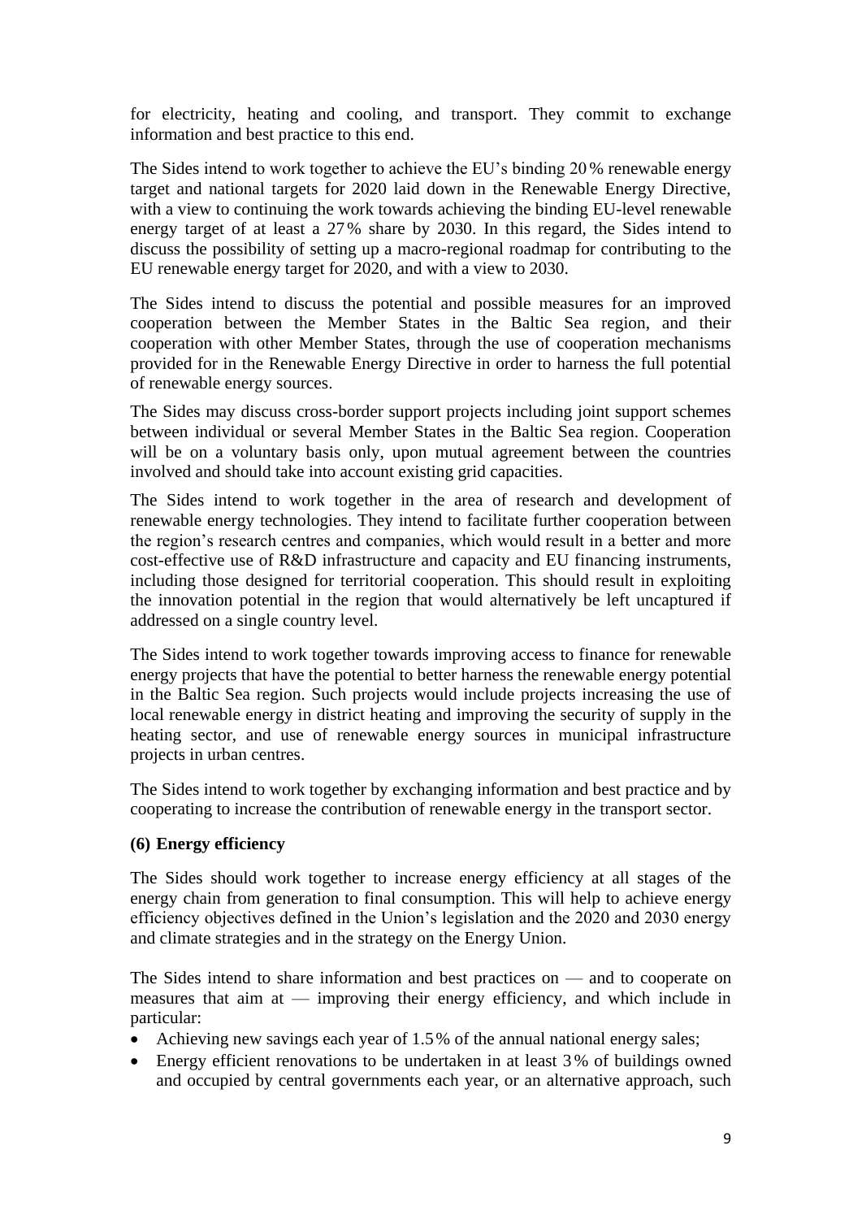for electricity, heating and cooling, and transport. They commit to exchange information and best practice to this end.

The Sides intend to work together to achieve the EU's binding 20 % renewable energy target and national targets for 2020 laid down in the Renewable Energy Directive, with a view to continuing the work towards achieving the binding EU-level renewable energy target of at least a 27 % share by 2030. In this regard, the Sides intend to discuss the possibility of setting up a macro-regional roadmap for contributing to the EU renewable energy target for 2020, and with a view to 2030.

The Sides intend to discuss the potential and possible measures for an improved cooperation between the Member States in the Baltic Sea region, and their cooperation with other Member States, through the use of cooperation mechanisms provided for in the Renewable Energy Directive in order to harness the full potential of renewable energy sources.

The Sides may discuss cross-border support projects including joint support schemes between individual or several Member States in the Baltic Sea region. Cooperation will be on a voluntary basis only, upon mutual agreement between the countries involved and should take into account existing grid capacities.

The Sides intend to work together in the area of research and development of renewable energy technologies. They intend to facilitate further cooperation between the region's research centres and companies, which would result in a better and more cost-effective use of R&D infrastructure and capacity and EU financing instruments, including those designed for territorial cooperation. This should result in exploiting the innovation potential in the region that would alternatively be left uncaptured if addressed on a single country level.

The Sides intend to work together towards improving access to finance for renewable energy projects that have the potential to better harness the renewable energy potential in the Baltic Sea region. Such projects would include projects increasing the use of local renewable energy in district heating and improving the security of supply in the heating sector, and use of renewable energy sources in municipal infrastructure projects in urban centres.

The Sides intend to work together by exchanging information and best practice and by cooperating to increase the contribution of renewable energy in the transport sector.

**(6) Energy efficiency**

The Sides should work together to increase energy efficiency at all stages of the energy chain from generation to final consumption. This will help to achieve energy efficiency objectives defined in the Union's legislation and the 2020 and 2030 energy and climate strategies and in the strategy on the Energy Union.

The Sides intend to share information and best practices on — and to cooperate on measures that aim at — improving their energy efficiency, and which include in particular:

- Achieving new savings each year of 1.5 % of the annual national energy sales;
- Energy efficient renovations to be undertaken in at least 3 % of buildings owned and occupied by central governments each year, or an alternative approach, such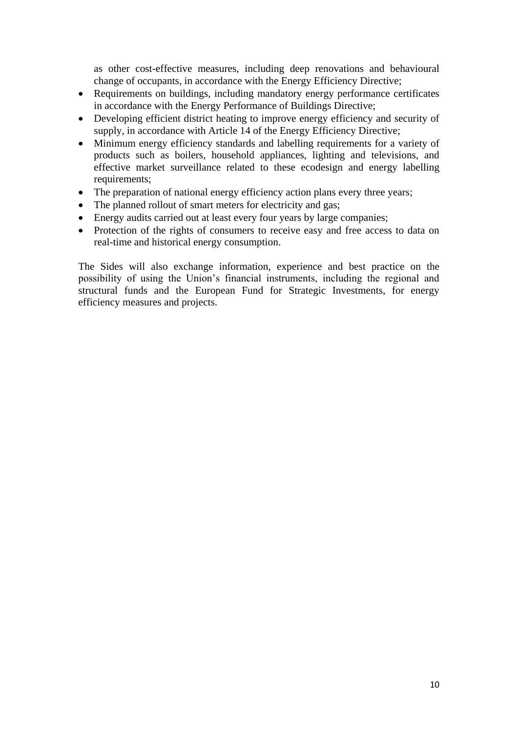as other cost-effective measures, including deep renovations and behavioural change of occupants, in accordance with the Energy Efficiency Directive;

- Requirements on buildings, including mandatory energy performance certificates in accordance with the Energy Performance of Buildings Directive;
- Developing efficient district heating to improve energy efficiency and security of supply, in accordance with Article 14 of the Energy Efficiency Directive;
- Minimum energy efficiency standards and labelling requirements for a variety of products such as boilers, household appliances, lighting and televisions, and effective market surveillance related to these ecodesign and energy labelling requirements;
- The preparation of national energy efficiency action plans every three years;
- The planned rollout of smart meters for electricity and gas;
- Energy audits carried out at least every four years by large companies;
- Protection of the rights of consumers to receive easy and free access to data on real-time and historical energy consumption.

The Sides will also exchange information, experience and best practice on the possibility of using the Union's financial instruments, including the regional and structural funds and the European Fund for Strategic Investments, for energy efficiency measures and projects.